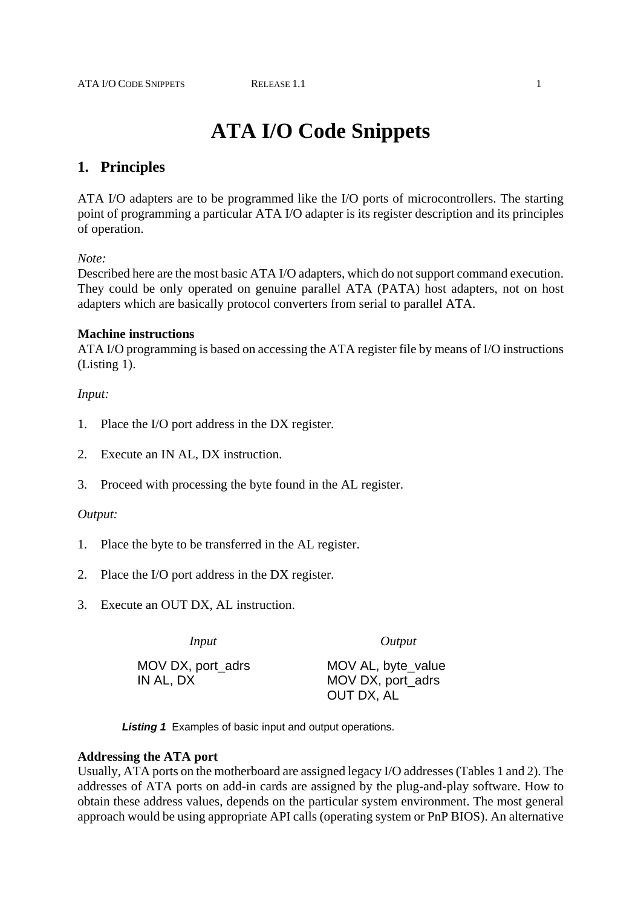# ATA I/O Code Snippets

## 1. Principles

ATA I/O adapters are to be programmed like the I/O ports of microcontrollers. The starting point of programming a particular ATA I/O adapter is its register description and its principles of operation.

*Note:*
Described here are the most basic ATA I/O adapters, which do not support command execution. They could be only operated on genuine parallel ATA (PATA) host adapters, not on host adapters which are basically protocol converters from serial to parallel ATA.

**Machine instructions**
ATA I/O programming is based on accessing the ATA register file by means of I/O instructions (Listing 1).

*Input:*

1. Place the I/O port address in the DX register.

2. Execute an IN AL, DX instruction.

3. Proceed with processing the byte found in the AL register.

*Output:*

1. Place the byte to be transferred in the AL register.

2. Place the I/O port address in the DX register.

3. Execute an OUT DX, AL instruction.

| *Input* | *Output* |
|---|---|
| MOV DX, port_adrs | MOV AL, byte_value |
| IN AL, DX | MOV DX, port_adrs |
| | OUT DX, AL |

***Listing 1*** Examples of basic input and output operations.

**Addressing the ATA port**
Usually, ATA ports on the motherboard are assigned legacy I/O addresses (Tables 1 and 2). The addresses of ATA ports on add-in cards are assigned by the plug-and-play software. How to obtain these address values, depends on the particular system environment. The most general approach would be using appropriate API calls (operating system or PnP BIOS). An alternative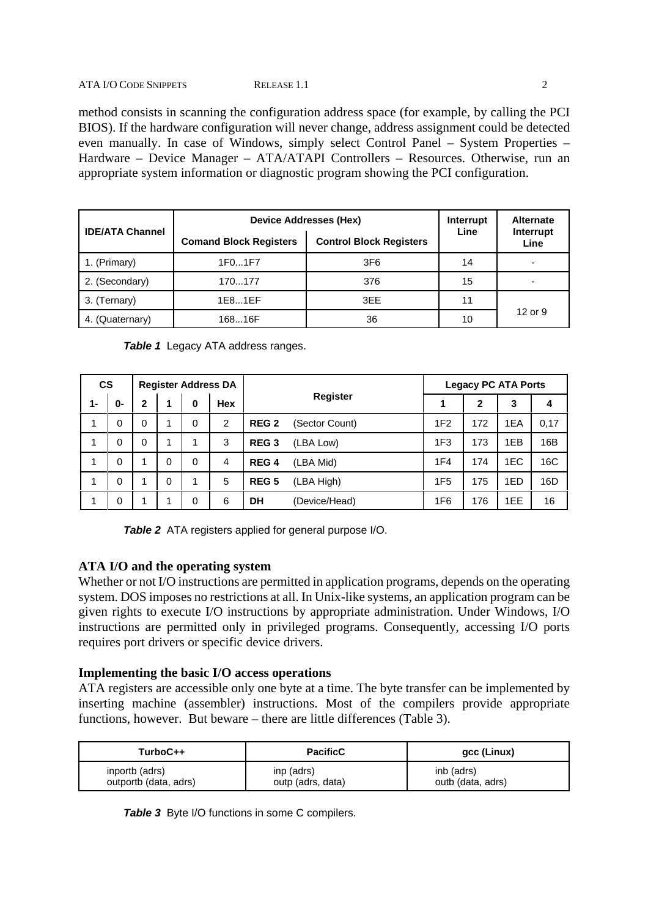method consists in scanning the configuration address space (for example, by calling the PCI BIOS). If the hardware configuration will never change, address assignment could be detected even manually. In case of Windows, simply select Control Panel – System Properties – Hardware – Device Manager – ATA/ATAPI Controllers – Resources. Otherwise, run an appropriate system information or diagnostic program showing the PCI configuration.

| IDE/ATA Channel | Device Addresses (Hex) | | Interrupt Line | Alternate Interrupt Line |
|---|---|---|---|---|
| | Comand Block Registers | Control Block Registers | | |
| 1. (Primary) | 1F0...1F7 | 3F6 | 14 | - |
| 2. (Secondary) | 170...177 | 376 | 15 | - |
| 3. (Ternary) | 1E8...1EF | 3EE | 11 | 12 or 9 |
| 4. (Quaternary) | 168...16F | 36 | 10 | |

***Table 1*** Legacy ATA address ranges.

| CS | | Register Address DA | | | | Register | | Legacy PC ATA Ports | | | |
|---|---|---|---|---|---|---|---|---|---|---|---|
| 1- | 0- | 2 | 1 | 0 | Hex | | | 1 | 2 | 3 | 4 |
| 1 | 0 | 0 | 1 | 0 | 2 | **REG 2** | (Sector Count) | 1F2 | 172 | 1EA | 0,17 |
| 1 | 0 | 0 | 1 | 1 | 3 | **REG 3** | (LBA Low) | 1F3 | 173 | 1EB | 16B |
| 1 | 0 | 1 | 0 | 0 | 4 | **REG 4** | (LBA Mid) | 1F4 | 174 | 1EC | 16C |
| 1 | 0 | 1 | 0 | 1 | 5 | **REG 5** | (LBA High) | 1F5 | 175 | 1ED | 16D |
| 1 | 0 | 1 | 1 | 0 | 6 | **DH** | (Device/Head) | 1F6 | 176 | 1EE | 16 |

***Table 2*** ATA registers applied for general purpose I/O.

### ATA I/O and the operating system

Whether or not I/O instructions are permitted in application programs, depends on the operating system. DOS imposes no restrictions at all. In Unix-like systems, an application program can be given rights to execute I/O instructions by appropriate administration. Under Windows, I/O instructions are permitted only in privileged programs. Consequently, accessing I/O ports requires port drivers or specific device drivers.

### Implementing the basic I/O access operations

ATA registers are accessible only one byte at a time. The byte transfer can be implemented by inserting machine (assembler) instructions. Most of the compilers provide appropriate functions, however. But beware – there are little differences (Table 3).

| TurboC++ | PacificC | gcc (Linux) |
|---|---|---|
| inportb (adrs)<br>outportb (data, adrs) | inp (adrs)<br>outp (adrs, data) | inb (adrs)<br>outb (data, adrs) |

***Table 3*** Byte I/O functions in some C compilers.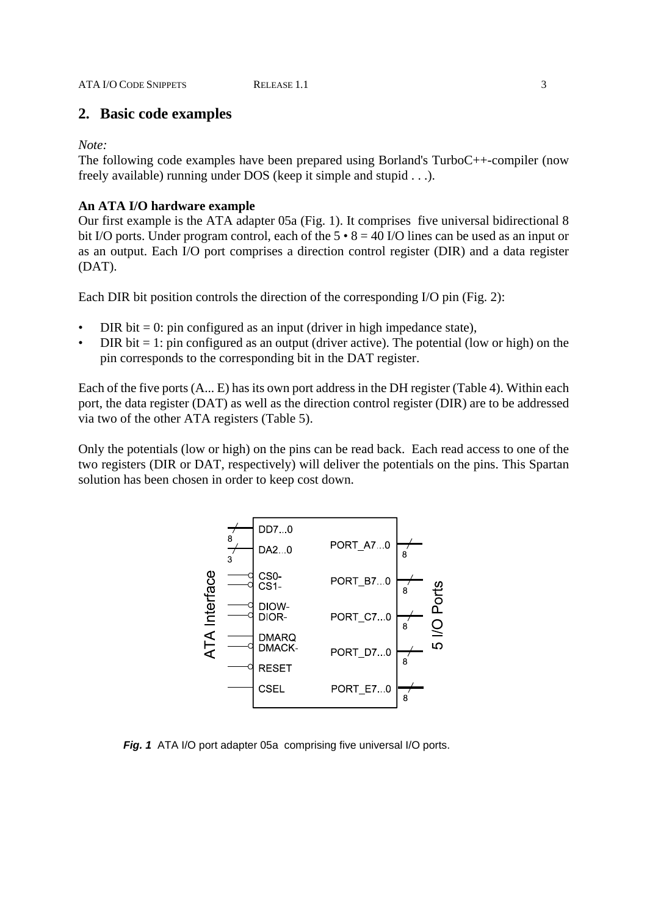## 2. Basic code examples

*Note:*
The following code examples have been prepared using Borland's TurboC++-compiler (now freely available) running under DOS (keep it simple and stupid . . .).

**An ATA I/O hardware example**
Our first example is the ATA adapter 05a (Fig. 1). It comprises five universal bidirectional 8 bit I/O ports. Under program control, each of the 5 • 8 = 40 I/O lines can be used as an input or as an output. Each I/O port comprises a direction control register (DIR) and a data register (DAT).

Each DIR bit position controls the direction of the corresponding I/O pin (Fig. 2):

- DIR bit = 0: pin configured as an input (driver in high impedance state),
- DIR bit = 1: pin configured as an output (driver active). The potential (low or high) on the pin corresponds to the corresponding bit in the DAT register.

Each of the five ports (A... E) has its own port address in the DH register (Table 4). Within each port, the data register (DAT) as well as the direction control register (DIR) are to be addressed via two of the other ATA registers (Table 5).

Only the potentials (low or high) on the pins can be read back. Each read access to one of the two registers (DIR or DAT, respectively) will deliver the potentials on the pins. This Spartan solution has been chosen in order to keep cost down.

***Fig. 1*** ATA I/O port adapter 05a comprising five universal I/O ports.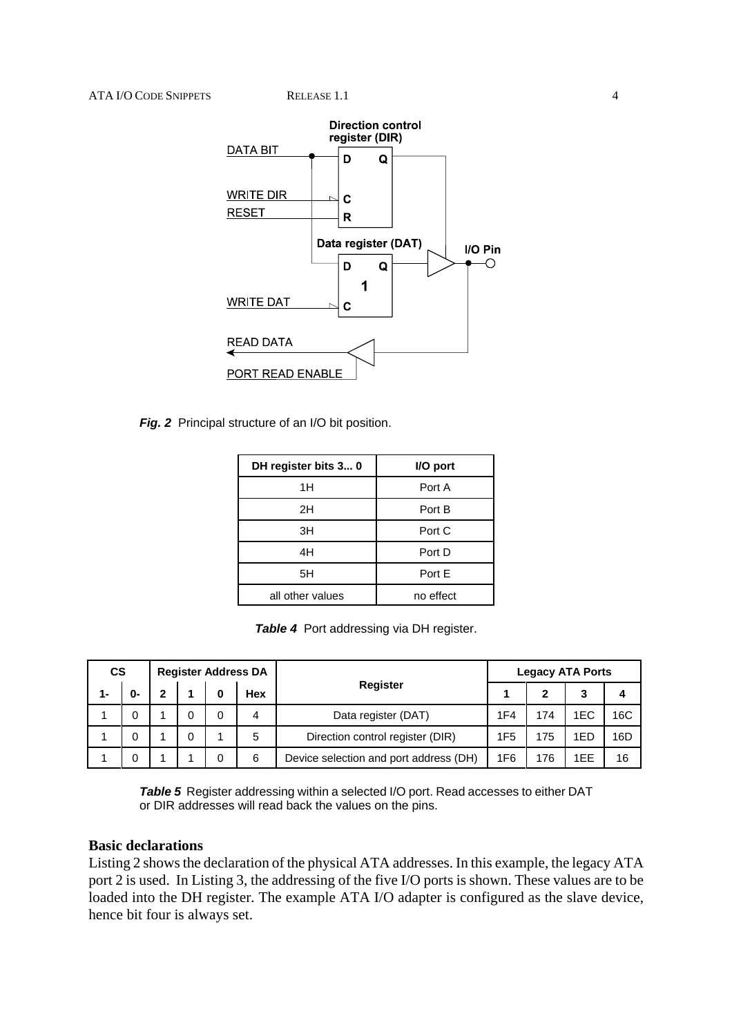*Fig. 2* Principal structure of an I/O bit position.

| DH register bits 3... 0 | I/O port |
|---|---|
| 1H | Port A |
| 2H | Port B |
| 3H | Port C |
| 4H | Port D |
| 5H | Port E |
| all other values | no effect |

***Table 4*** Port addressing via DH register.

| CS | | Register Address DA | | | | Register | Legacy ATA Ports | | | |
|---|---|---|---|---|---|---|---|---|---|---|
| 1- | 0- | 2 | 1 | 0 | Hex | | 1 | 2 | 3 | 4 |
| 1 | 0 | 1 | 0 | 0 | 4 | Data register (DAT) | 1F4 | 174 | 1EC | 16C |
| 1 | 0 | 1 | 0 | 1 | 5 | Direction control register (DIR) | 1F5 | 175 | 1ED | 16D |
| 1 | 0 | 1 | 1 | 0 | 6 | Device selection and port address (DH) | 1F6 | 176 | 1EE | 16 |

***Table 5*** Register addressing within a selected I/O port. Read accesses to either DAT or DIR addresses will read back the values on the pins.

## Basic declarations

Listing 2 shows the declaration of the physical ATA addresses. In this example, the legacy ATA port 2 is used. In Listing 3, the addressing of the five I/O ports is shown. These values are to be loaded into the DH register. The example ATA I/O adapter is configured as the slave device, hence bit four is always set.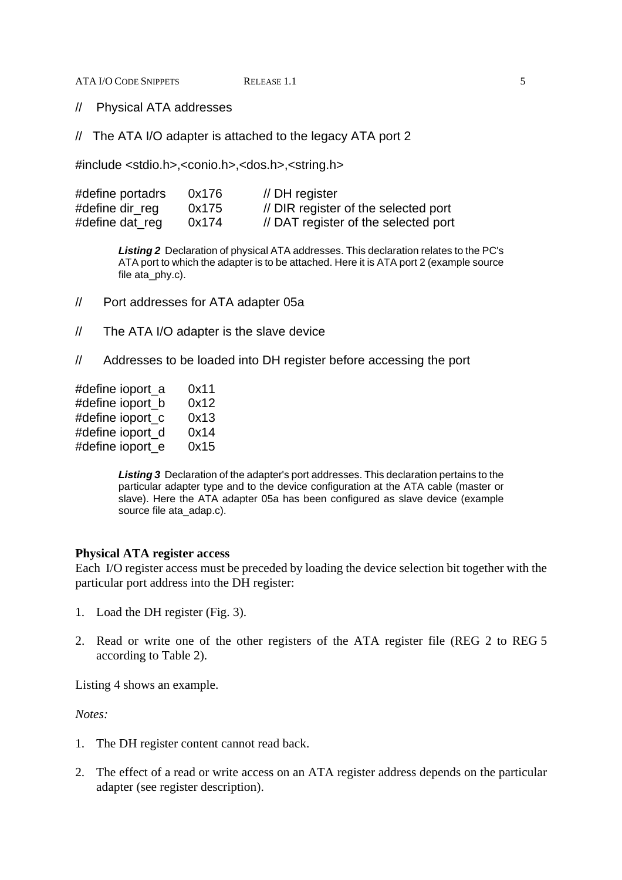```
//   Physical ATA addresses

//   The ATA I/O adapter is attached to the legacy ATA port 2

#include <stdio.h>,<conio.h>,<dos.h>,<string.h>

#define portadrs     0x176      // DH register
#define dir_reg      0x175      // DIR register of the selected port
#define dat_reg      0x174      // DAT register of the selected port
```

***Listing 2*** Declaration of physical ATA addresses. This declaration relates to the PC's ATA port to which the adapter is to be attached. Here it is ATA port 2 (example source file ata_phy.c).

```
//      Port addresses for ATA adapter 05a

//      The ATA I/O adapter is the slave device

//      Addresses to be loaded into DH register before accessing the port

#define ioport_a     0x11
#define ioport_b     0x12
#define ioport_c     0x13
#define ioport_d     0x14
#define ioport_e     0x15
```

***Listing 3*** Declaration of the adapter's port addresses. This declaration pertains to the particular adapter type and to the device configuration at the ATA cable (master or slave). Here the ATA adapter 05a has been configured as slave device (example source file ata_adap.c).

**Physical ATA register access**

Each I/O register access must be preceded by loading the device selection bit together with the particular port address into the DH register:

1. Load the DH register (Fig. 3).
2. Read or write one of the other registers of the ATA register file (REG 2 to REG 5 according to Table 2).

Listing 4 shows an example.

*Notes:*

1. The DH register content cannot read back.
2. The effect of a read or write access on an ATA register address depends on the particular adapter (see register description).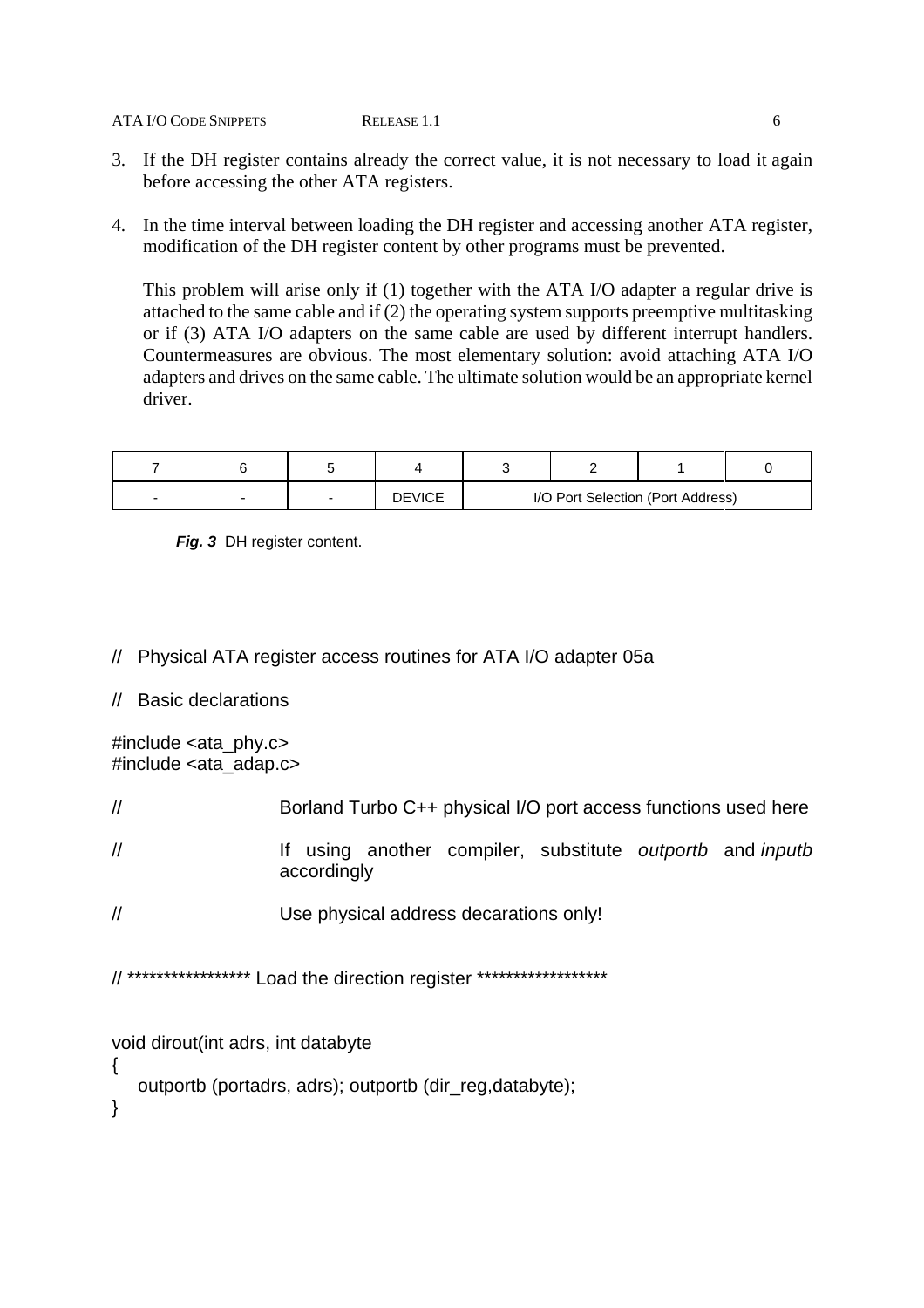3. If the DH register contains already the correct value, it is not necessary to load it again before accessing the other ATA registers.

4. In the time interval between loading the DH register and accessing another ATA register, modification of the DH register content by other programs must be prevented.

   This problem will arise only if (1) together with the ATA I/O adapter a regular drive is attached to the same cable and if (2) the operating system supports preemptive multitasking or if (3) ATA I/O adapters on the same cable are used by different interrupt handlers. Countermeasures are obvious. The most elementary solution: avoid attaching ATA I/O adapters and drives on the same cable. The ultimate solution would be an appropriate kernel driver.

| 7 | 6 | 5 | 4 | 3 | 2 | 1 | 0 |
|---|---|---|---|---|---|---|---|
| - | - | - | DEVICE | I/O Port Selection (Port Address) | | | |

***Fig. 3*** DH register content.

```
//   Physical ATA register access routines for ATA I/O adapter 05a

//   Basic declarations

#include <ata_phy.c>
#include <ata_adap.c>

//                Borland Turbo C++ physical I/O port access functions used here

//                If using another compiler, substitute outportb and inputb
                  accordingly

//                Use physical address decarations only!

// ***************** Load the direction register ******************

void dirout(int adrs, int databyte
{
   outportb (portadrs, adrs); outportb (dir_reg,databyte);
}
```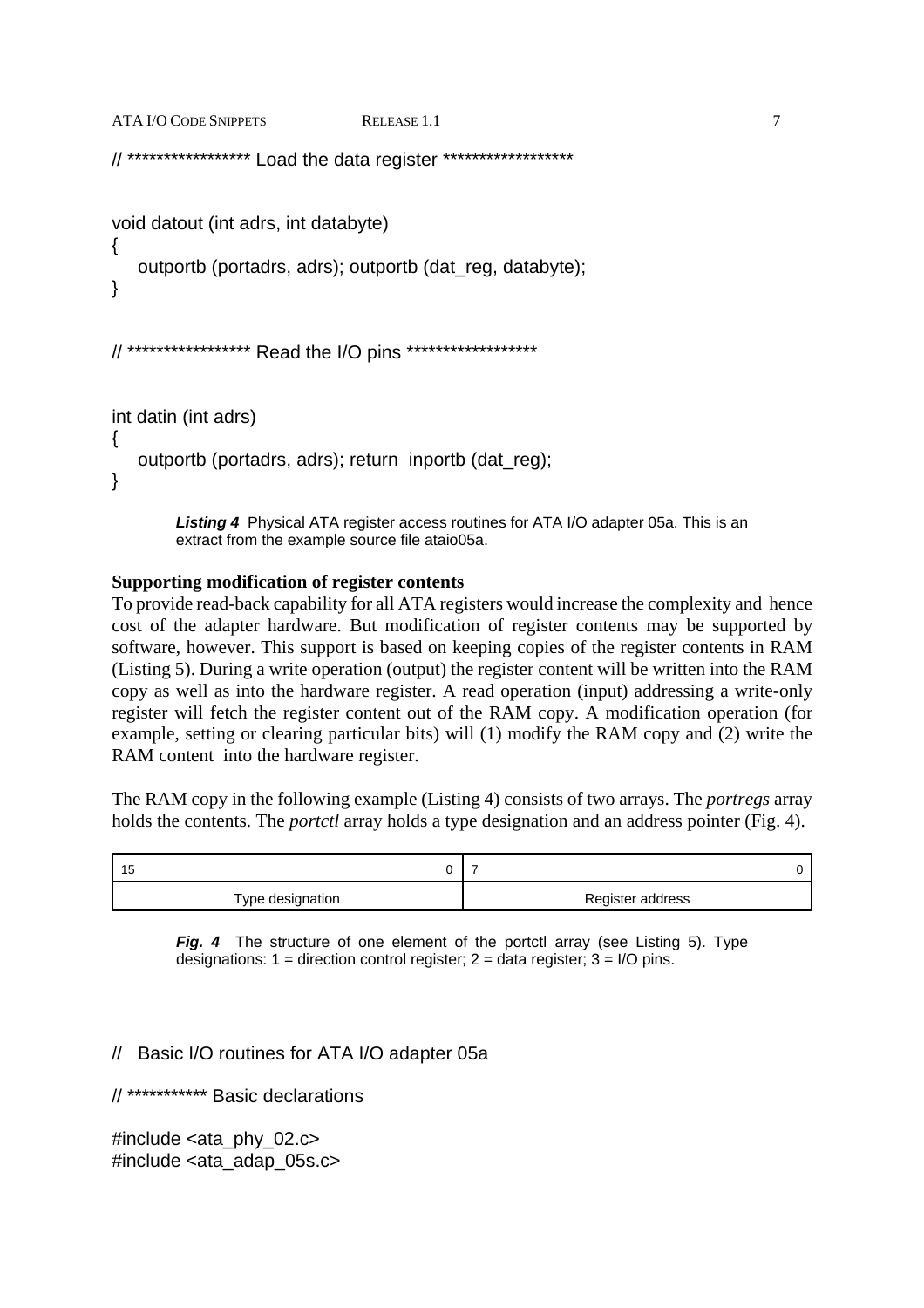```
// ***************** Load the data register ******************

void datout (int adrs, int databyte)
{
   outportb (portadrs, adrs); outportb (dat_reg, databyte);
}


// ***************** Read the I/O pins ******************

int datin (int adrs)
{
   outportb (portadrs, adrs); return  inportb (dat_reg);
}
```

***Listing 4*** Physical ATA register access routines for ATA I/O adapter 05a. This is an extract from the example source file ataio05a.

**Supporting modification of register contents**

To provide read-back capability for all ATA registers would increase the complexity and hence cost of the adapter hardware. But modification of register contents may be supported by software, however. This support is based on keeping copies of the register contents in RAM (Listing 5). During a write operation (output) the register content will be written into the RAM copy as well as into the hardware register. A read operation (input) addressing a write-only register will fetch the register content out of the RAM copy. A modification operation (for example, setting or clearing particular bits) will (1) modify the RAM copy and (2) write the RAM content into the hardware register.

The RAM copy in the following example (Listing 4) consists of two arrays. The *portregs* array holds the contents. The *portctl* array holds a type designation and an address pointer (Fig. 4).

| 15 ... 0 | 7 ... 0 |
|---|---|
| Type designation | Register address |

***Fig. 4*** The structure of one element of the portctl array (see Listing 5). Type designations: 1 = direction control register; 2 = data register; 3 = I/O pins.

```
//   Basic I/O routines for ATA I/O adapter 05a

// *********** Basic declarations

#include <ata_phy_02.c>
#include <ata_adap_05s.c>
```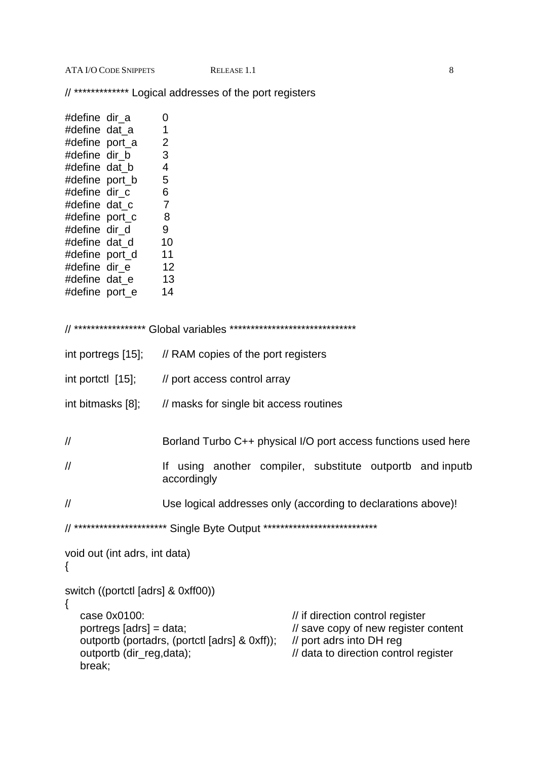```
// ************* Logical addresses of the port registers

#define  dir_a      0
#define  dat_a      1
#define  port_a     2
#define  dir_b      3
#define  dat_b      4
#define  port_b     5
#define  dir_c      6
#define  dat_c      7
#define  port_c     8
#define  dir_d      9
#define  dat_d      10
#define  port_d     11
#define  dir_e      12
#define  dat_e      13
#define  port_e     14


// ***************** Global variables ******************************

int portregs [15];      // RAM copies of the port registers

int portctl  [15];      // port access control array

int bitmasks [8];       // masks for single bit access routines


//                      Borland Turbo C++ physical I/O port access functions used here

//                      If using another compiler, substitute outportb and inputb
                        accordingly

//                      Use logical addresses only (according to declarations above)!

// ********************** Single Byte Output ***************************

void out (int adrs, int data)
{

switch ((portctl [adrs] & 0xff00))
{
   case 0x0100:                                   // if direction control register
   portregs [adrs] = data;                        // save copy of new register content
   outportb (portadrs, (portctl [adrs] & 0xff));  // port adrs into DH reg
   outportb (dir_reg,data);                       // data to direction control register
   break;
```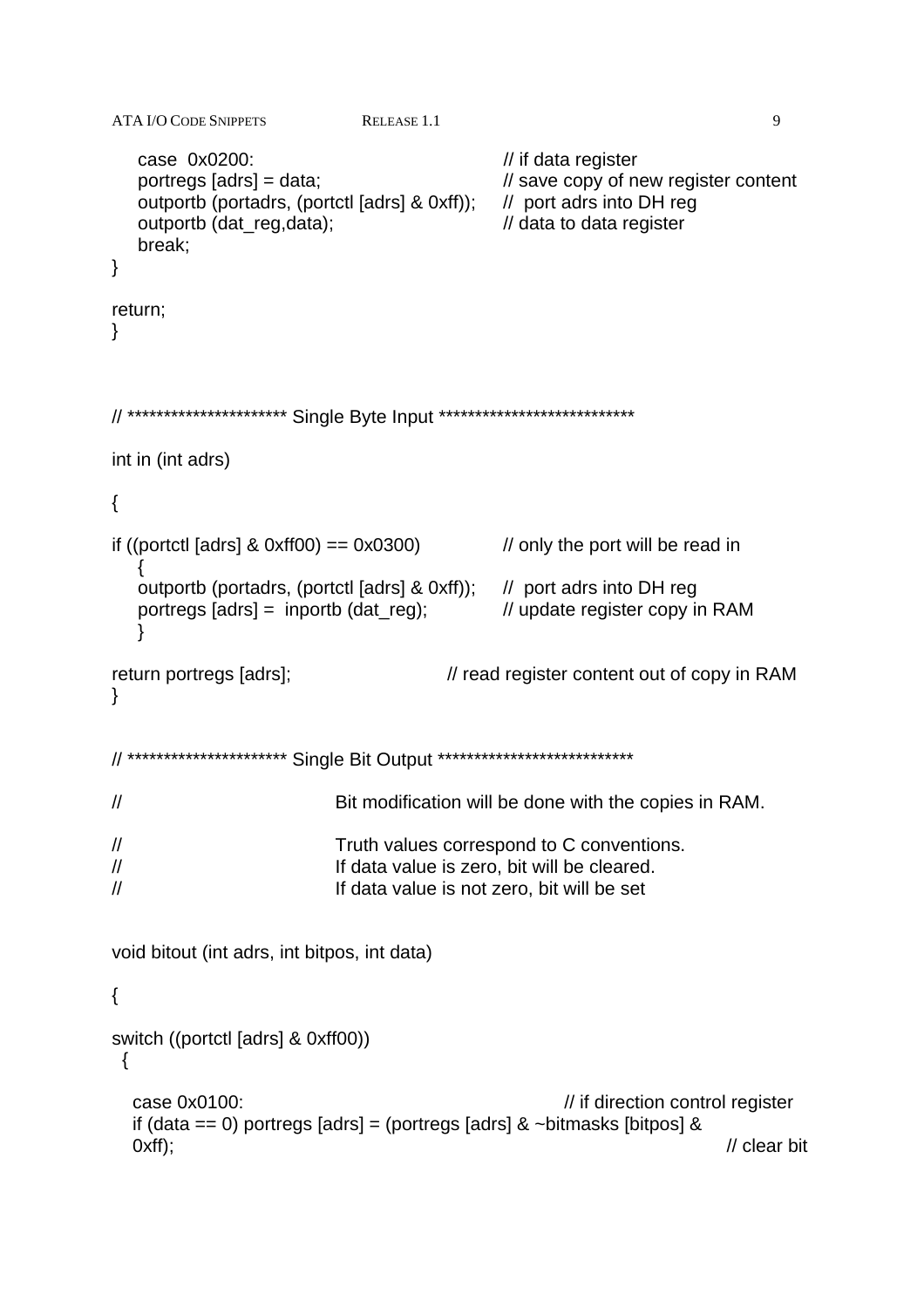```
    case  0x0200:                                // if data register
    portregs [adrs] = data;                      // save copy of new register content
    outportb (portadrs, (portctl [adrs] & 0xff));    //  port adrs into DH reg
    outportb (dat_reg,data);                     // data to data register
    break;
}

return;
}



// ********************** Single Byte Input ***************************

int in (int adrs)

{

if ((portctl [adrs] & 0xff00) == 0x0300)          // only the port will be read in
    {
    outportb (portadrs, (portctl [adrs] & 0xff));    //  port adrs into DH reg
    portregs [adrs] =  inportb (dat_reg);        // update register copy in RAM
    }

return portregs [adrs];                    // read register content out of copy in RAM
}


// ********************** Single Bit Output ***************************

//                         Bit modification will be done with the copies in RAM.

//                         Truth values correspond to C conventions.
//                         If data value is zero, bit will be cleared.
//                         If data value is not zero, bit will be set


void bitout (int adrs, int bitpos, int data)

{

switch ((portctl [adrs] & 0xff00))
  {

   case 0x0100:                                      // if direction control register
   if (data == 0) portregs [adrs] = (portregs [adrs] & ~bitmasks [bitpos] &
   0xff);                                                                    // clear bit
```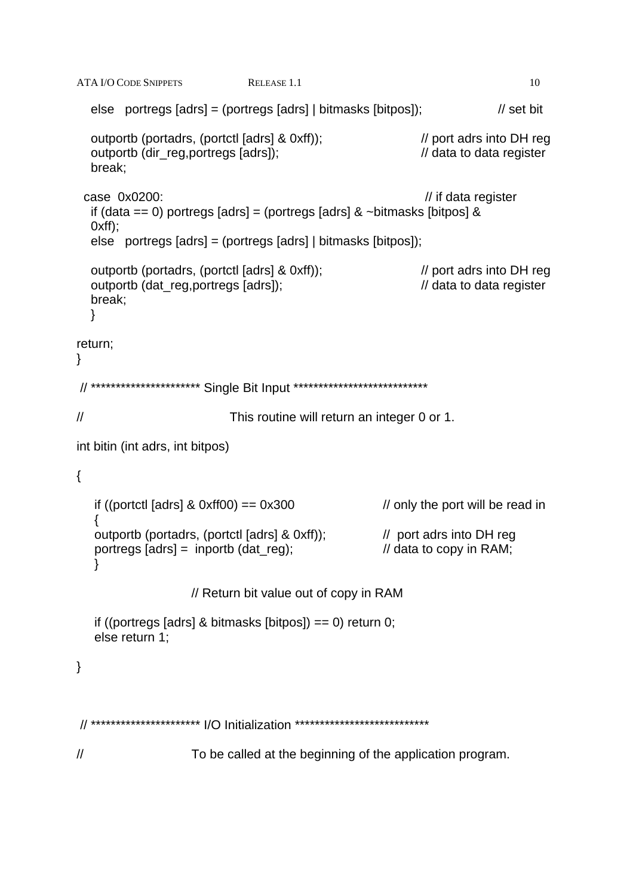```
   else   portregs [adrs] = (portregs [adrs] | bitmasks [bitpos]);              // set bit

   outportb (portadrs, (portctl [adrs] & 0xff));                    // port adrs into DH reg
   outportb (dir_reg,portregs [adrs]);                              // data to data register
   break;

  case  0x0200:                                                      // if data register
   if (data == 0) portregs [adrs] = (portregs [adrs] & ~bitmasks [bitpos] &
   0xff);
   else   portregs [adrs] = (portregs [adrs] | bitmasks [bitpos]);

   outportb (portadrs, (portctl [adrs] & 0xff));                    // port adrs into DH reg
   outportb (dat_reg,portregs [adrs]);                              // data to data register
   break;
   }

return;
}

 // ********************** Single Bit Input ***************************

//                            This routine will return an integer 0 or 1.

int bitin (int adrs, int bitpos)

{

    if ((portctl [adrs] & 0xff00) == 0x300                  // only the port will be read in
    {
    outportb (portadrs, (portctl [adrs] & 0xff));           //  port adrs into DH reg
    portregs [adrs] =  inportb (dat_reg);                   // data to copy in RAM;
    }

                    // Return bit value out of copy in RAM

    if ((portregs [adrs] & bitmasks [bitpos]) == 0) return 0;
    else return 1;

}



 // ********************** I/O Initialization ***************************

//                      To be called at the beginning of the application program.
```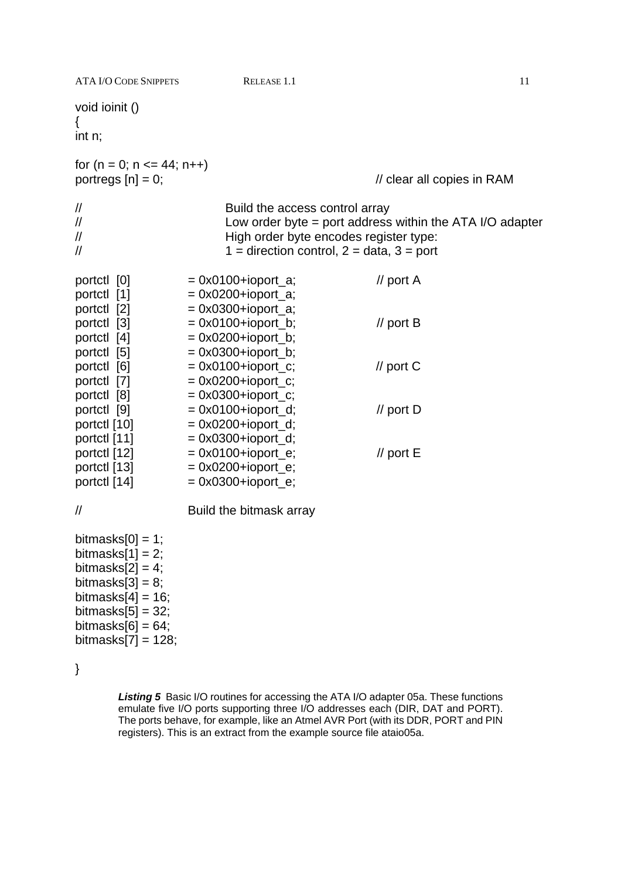```
void ioinit ()
{
int n;

for (n = 0; n <= 44; n++)
portregs [n] = 0;                                       // clear all copies in RAM

//                      Build the access control array
//                      Low order byte = port address within the ATA I/O adapter
//                      High order byte encodes register type:
//                      1 = direction control, 2 = data, 3 = port

portctl  [0]        = 0x0100+ioport_a;              // port A
portctl  [1]        = 0x0200+ioport_a;
portctl  [2]        = 0x0300+ioport_a;
portctl  [3]        = 0x0100+ioport_b;              // port B
portctl  [4]        = 0x0200+ioport_b;
portctl  [5]        = 0x0300+ioport_b;
portctl  [6]        = 0x0100+ioport_c;              // port C
portctl  [7]        = 0x0200+ioport_c;
portctl  [8]        = 0x0300+ioport_c;
portctl  [9]        = 0x0100+ioport_d;              // port D
portctl [10]        = 0x0200+ioport_d;
portctl [11]        = 0x0300+ioport_d;
portctl [12]        = 0x0100+ioport_e;              // port E
portctl [13]        = 0x0200+ioport_e;
portctl [14]        = 0x0300+ioport_e;

//                  Build the bitmask array

bitmasks[0] = 1;
bitmasks[1] = 2;
bitmasks[2] = 4;
bitmasks[3] = 8;
bitmasks[4] = 16;
bitmasks[5] = 32;
bitmasks[6] = 64;
bitmasks[7] = 128;

}
```

***Listing 5*** Basic I/O routines for accessing the ATA I/O adapter 05a. These functions emulate five I/O ports supporting three I/O addresses each (DIR, DAT and PORT). The ports behave, for example, like an Atmel AVR Port (with its DDR, PORT and PIN registers). This is an extract from the example source file ataio05a.